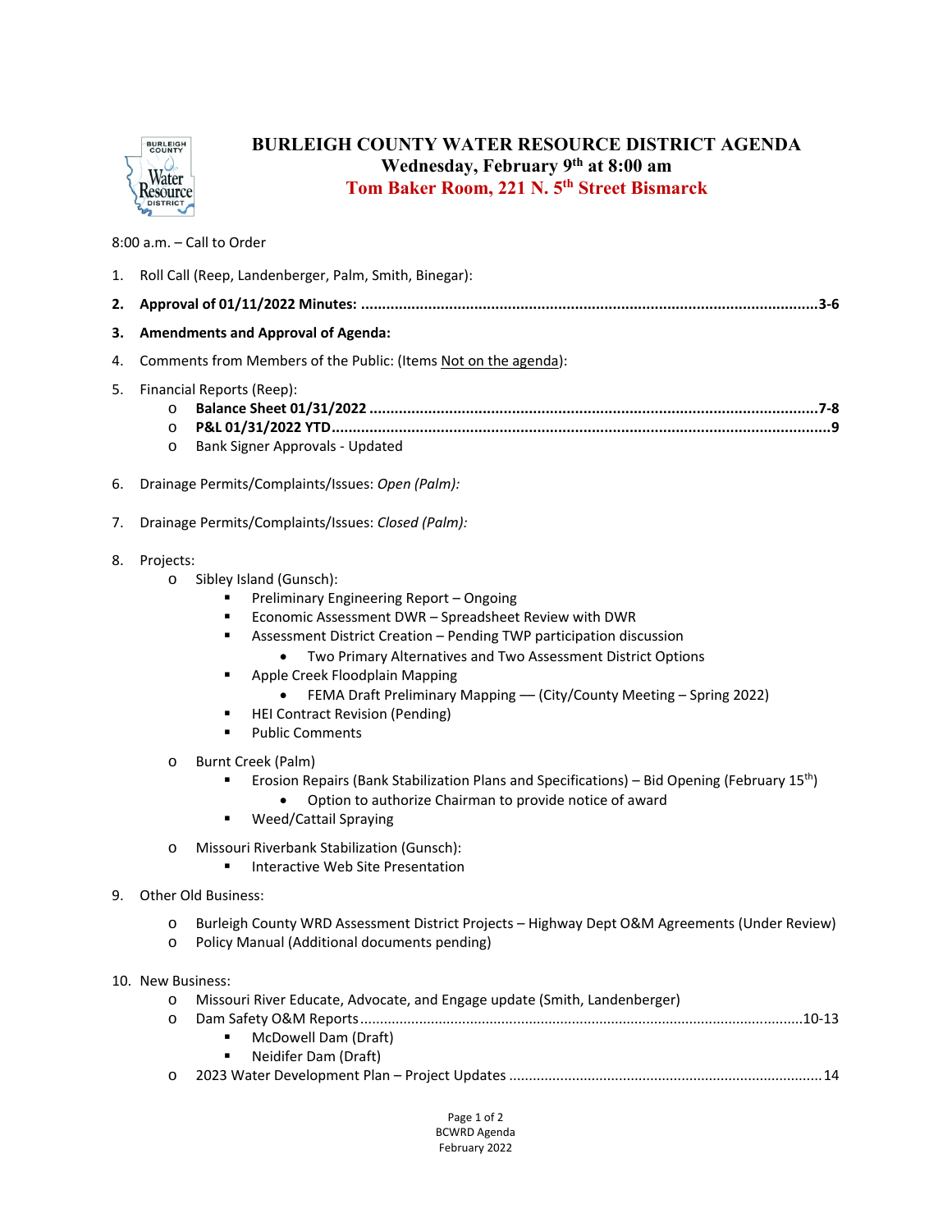# BURLEIGH COUNTY WATER RESOURCE DISTRICT AGENDA

## Wednesday, February 9th at 8:00 am

## Tom Baker Room, 221 N. 5th Street Bismarck

8:00 a.m. – Call to Order

1. Roll Call (Reep, Landenberger, Palm, Smith, Binegar):
2. **Approval of 01/11/2022 Minutes: ............................................................3-6**
3. **Amendments and Approval of Agenda:**
4. Comments from Members of the Public: (Items <u>Not on the agenda</u>):
5. Financial Reports (Reep):
   - **Balance Sheet 01/31/2022 ............................................................7-8**
   - **P&L 01/31/2022 YTD............................................................9**
   - Bank Signer Approvals - Updated
6. Drainage Permits/Complaints/Issues: *Open (Palm):*
7. Drainage Permits/Complaints/Issues: *Closed (Palm):*
8. Projects:
   - Sibley Island (Gunsch):
     - Preliminary Engineering Report – Ongoing
     - Economic Assessment DWR – Spreadsheet Review with DWR
     - Assessment District Creation – Pending TWP participation discussion
       - Two Primary Alternatives and Two Assessment District Options
     - Apple Creek Floodplain Mapping
       - FEMA Draft Preliminary Mapping –– (City/County Meeting – Spring 2022)
     - HEI Contract Revision (Pending)
     - Public Comments
   - Burnt Creek (Palm)
     - Erosion Repairs (Bank Stabilization Plans and Specifications) – Bid Opening (February 15th)
       - Option to authorize Chairman to provide notice of award
     - Weed/Cattail Spraying
   - Missouri Riverbank Stabilization (Gunsch):
     - Interactive Web Site Presentation
9. Other Old Business:
   - Burleigh County WRD Assessment District Projects – Highway Dept O&M Agreements (Under Review)
   - Policy Manual (Additional documents pending)
10. New Business:
    - Missouri River Educate, Advocate, and Engage update (Smith, Landenberger)
    - Dam Safety O&M Reports............................................................10-13
      - McDowell Dam (Draft)
      - Neidifer Dam (Draft)
    - 2023 Water Development Plan – Project Updates ............................................................14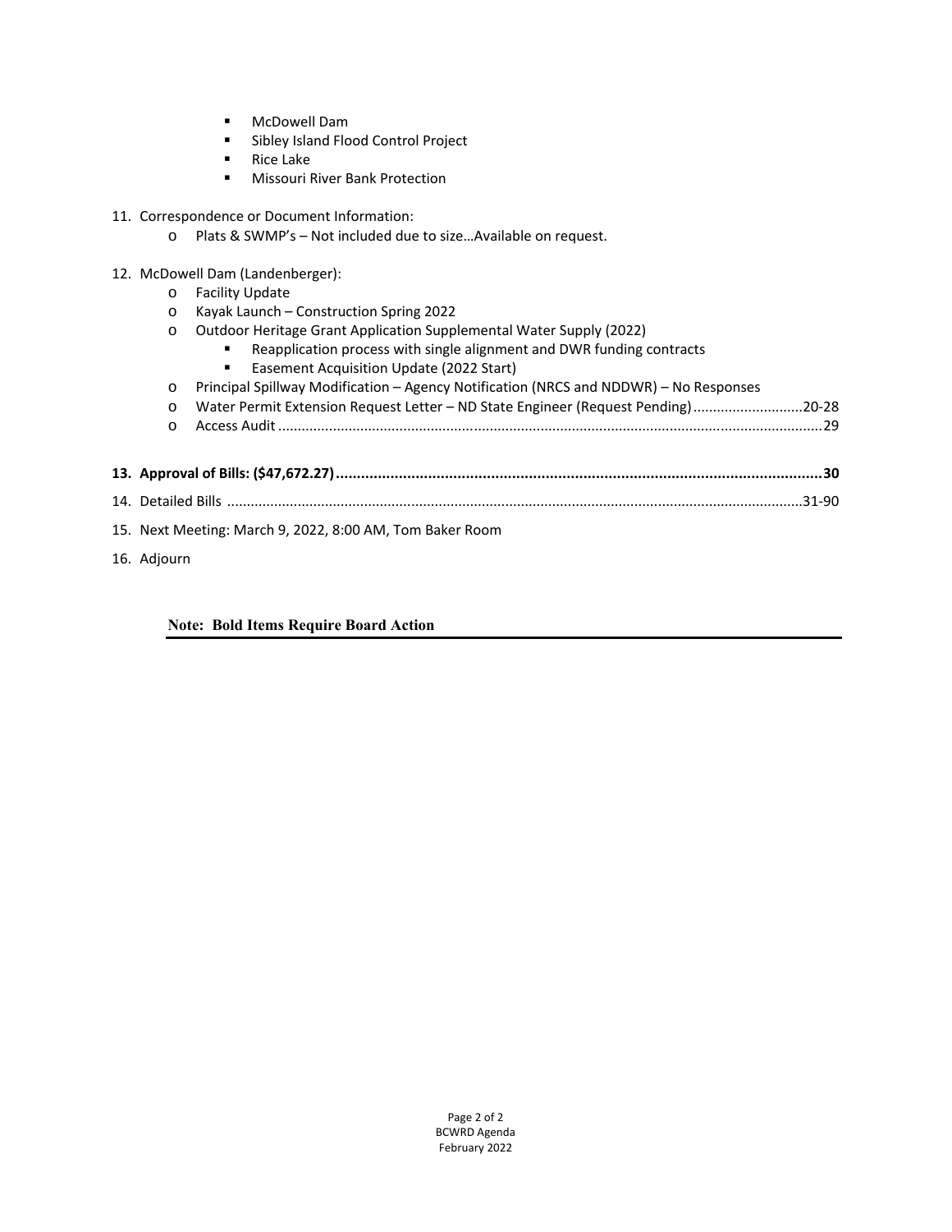- McDowell Dam
        - Sibley Island Flood Control Project
        - Rice Lake
        - Missouri River Bank Protection

11. Correspondence or Document Information:
    - Plats & SWMP's – Not included due to size…Available on request.

12. McDowell Dam (Landenberger):
    - Facility Update
    - Kayak Launch – Construction Spring 2022
    - Outdoor Heritage Grant Application Supplemental Water Supply (2022)
        - Reapplication process with single alignment and DWR funding contracts
        - Easement Acquisition Update (2022 Start)
    - Principal Spillway Modification – Agency Notification (NRCS and NDDWR) – No Responses
    - Water Permit Extension Request Letter – ND State Engineer (Request Pending)............................20-28
    - Access Audit.........................................................................................................................29

**13. Approval of Bills: ($47,672.27)...................................................................................................30**

14. Detailed Bills ........................................................................................................................31-90

15. Next Meeting: March 9, 2022, 8:00 AM, Tom Baker Room

16. Adjourn

**Note: Bold Items Require Board Action**